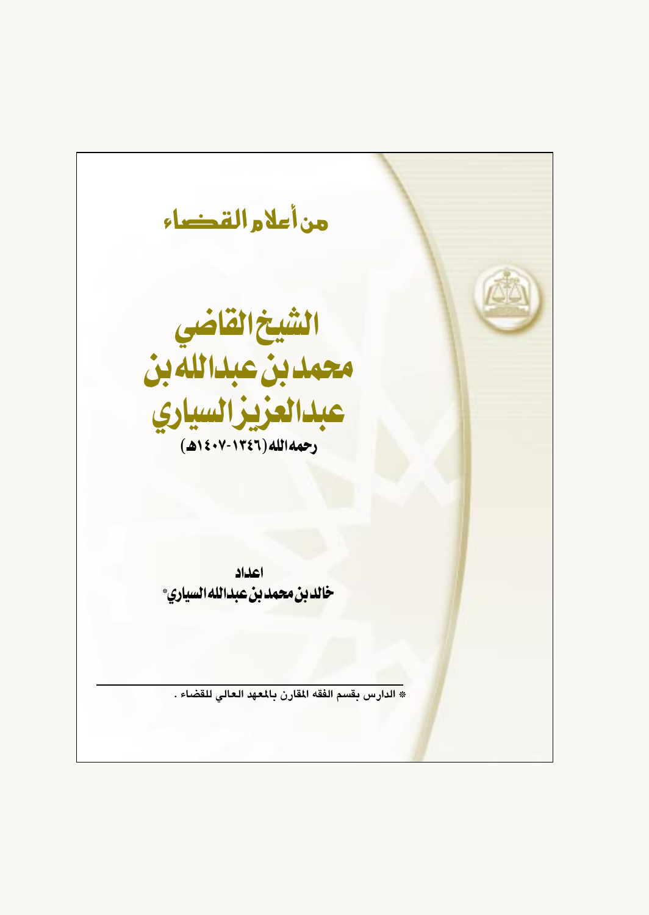## من أعلام القضاء

# الشيخ القاضي محمد بن عبدالله بن عبدالعزيز السياري

رحمه الله (١٣٤٦-١٤٠٧هـ)

اعداد

خالد بن محمد بن عبدالله السياري*

---

* الدارس بقسم الفقه المقارن بالمعهد العالي للقضاء .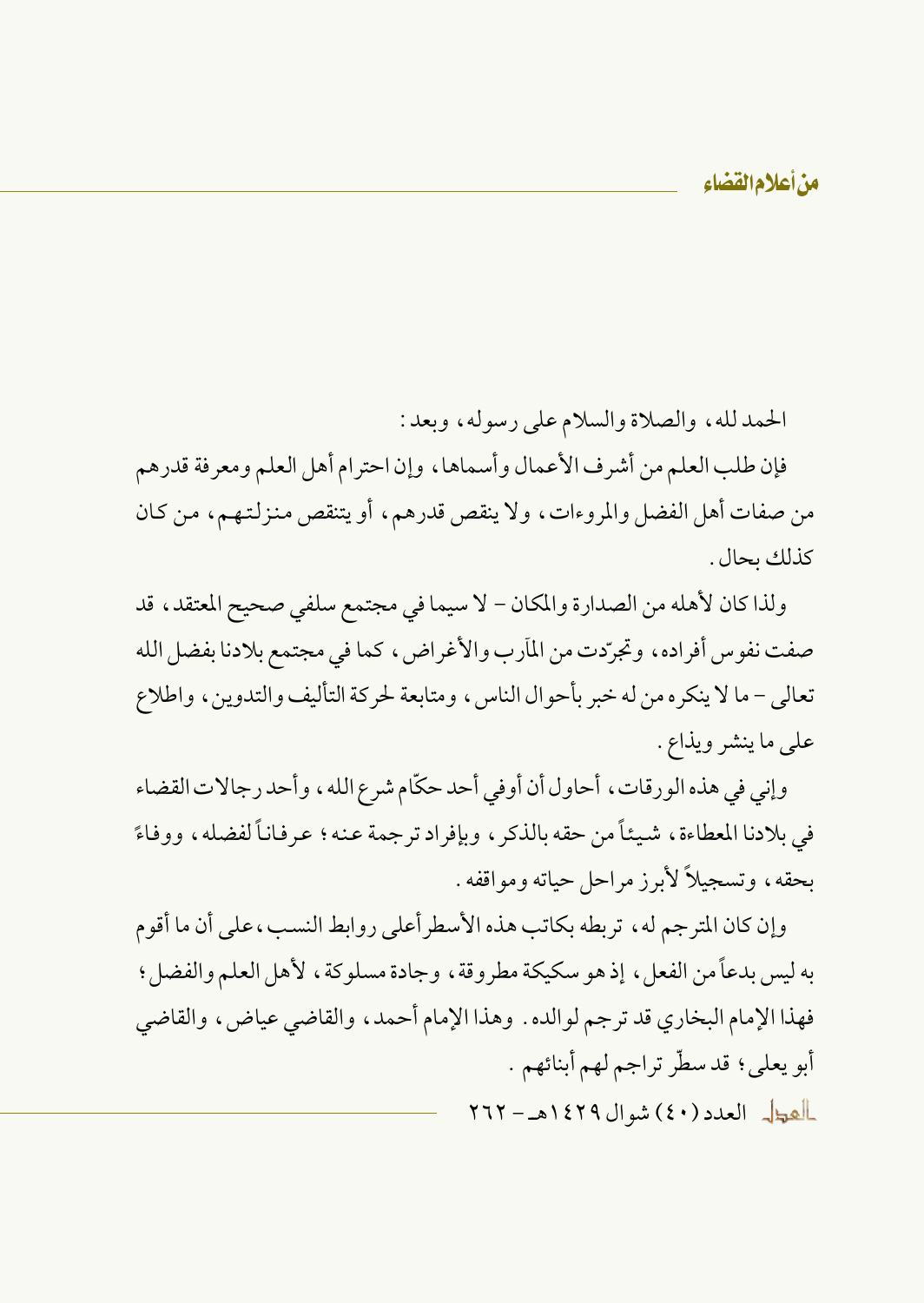الحمد لله، والصلاة والسلام على رسوله، وبعد:

فإن طلب العلم من أشرف الأعمال وأسماها، وإن احترام أهل العلم ومعرفة قدرهم من صفات أهل الفضل والمروءات، ولا ينقص قدرهم، أو يتنقص منزلتهم، من كان كذلك بحال.

ولذا كان لأهله من الصدارة والمكان - لا سيما في مجتمع سلفي صحيح المعتقد، قد صفت نفوس أفراده، وتجرّدت من المآرب والأغراض، كما في مجتمع بلادنا بفضل الله تعالى - ما لا ينكره من له خبر بأحوال الناس، ومتابعة لحركة التأليف والتدوين، واطلاع على ما ينشر ويذاع.

وإني في هذه الورقات، أحاول أن أوفي أحد حكّام شرع الله، وأحد رجالات القضاء في بلادنا المعطاءة، شيئاً من حقه بالذكر، وبإفراد ترجمة عنه؛ عرفاناً لفضله، ووفاءً بحقه، وتسجيلاً لأبرز مراحل حياته ومواقفه.

وإن كان المترجم له، تربطه بكاتب هذه الأسطر أعلى روابط النسب، على أن ما أقوم به ليس بدعاً من الفعل، إذ هو سكيكة مطروقة، وجادة مسلوكة، لأهل العلم والفضل؛ فهذا الإمام البخاري قد ترجم لوالده. وهذا الإمام أحمد، والقاضي عياض، والقاضي أبو يعلى؛ قد سطّر تراجم لهم أبنائهم.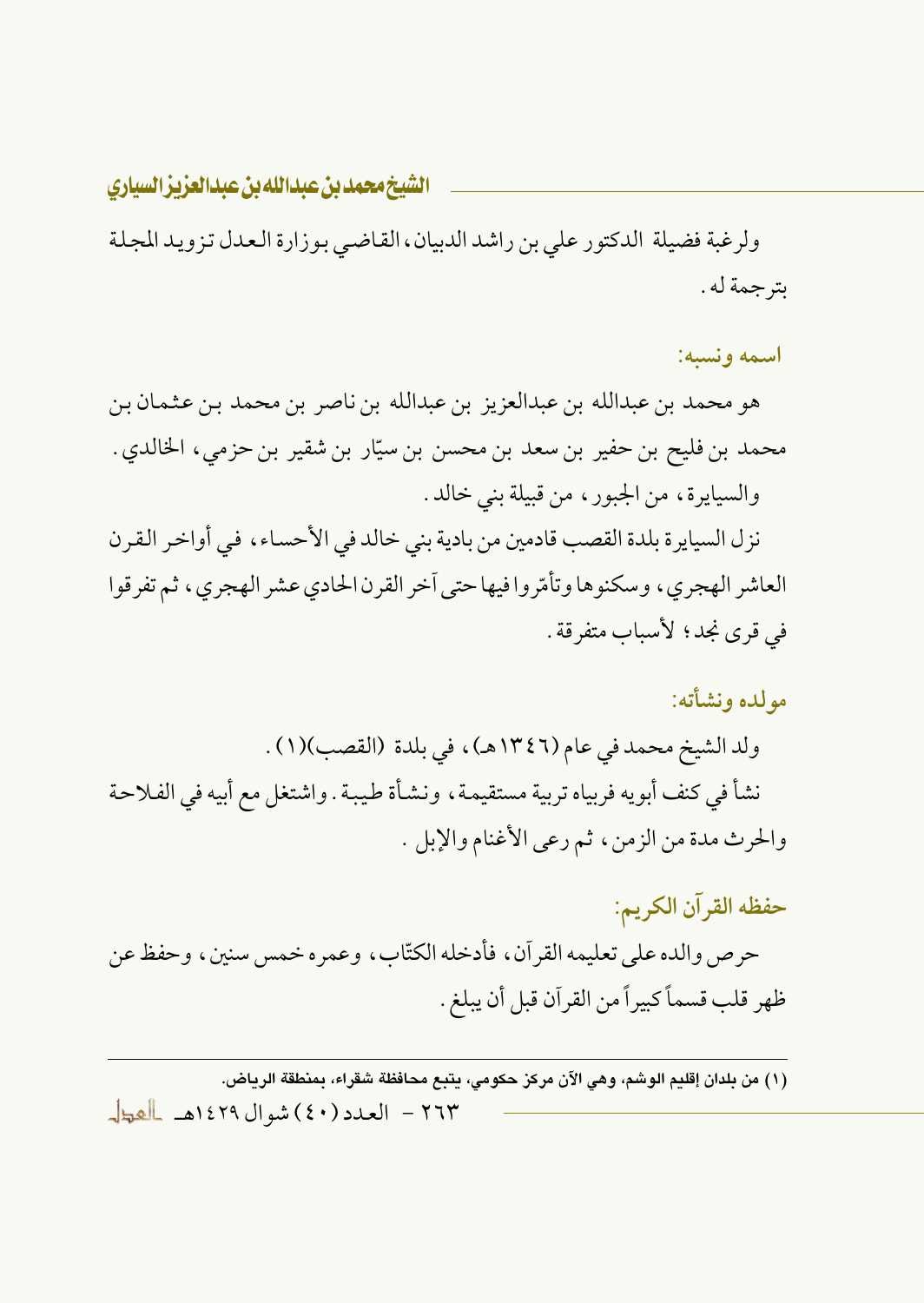ولرغبة فضيلة الدكتور علي بن راشد الدبيان، القاضي بوزارة العدل تزويد المجلة بترجمة له.

## اسمه ونسبه:

هو محمد بن عبدالله بن عبدالعزيز بن عبدالله بن ناصر بن محمد بن عثمان بن محمد بن فليح بن حفير بن سعد بن محسن بن سيّار بن شقير بن حزمي، الخالدي.

والسيايرة، من الجبور، من قبيلة بني خالد.

نزل السيايرة بلدة القصب قادمين من بادية بني خالد في الأحساء، في أواخر القرن العاشر الهجري، وسكنوها وتأمّروا فيها حتى آخر القرن الحادي عشر الهجري، ثم تفرقوا في قرى نجد؛ لأسباب متفرقة.

## مولده ونشأته:

ولد الشيخ محمد في عام (١٣٤٦هـ)، في بلدة (القصب)(١).

نشأ في كنف أبويه فرباه تربية مستقيمة، ونشأة طيبة. واشتغل مع أبيه في الفلاحة والحرث مدة من الزمن، ثم رعى الأغنام والإبل.

## حفظه القرآن الكريم:

حرص والده على تعليمه القرآن، فأدخله الكتّاب، وعمره خمس سنين، وحفظ عن ظهر قلب قسماً كبيراً من القرآن قبل أن يبلغ.

---

(١) من بلدان إقليم الوشم، وهي الآن مركز حكومي، يتبع محافظة شقراء، بمنطقة الرياض.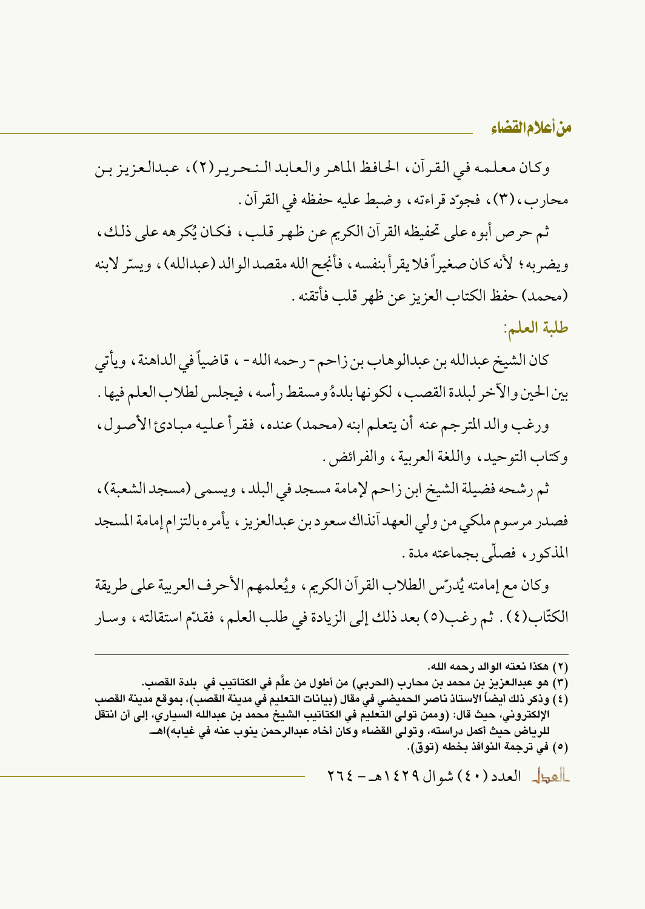وكان معلمه في القرآن، الحافظ الماهر والعابد النحرير(٢)، عبدالعزيز بن محارب، (٣)، فجوّد قراءته، وضبط عليه حفظه في القرآن.

ثم حرص أبوه على تحفيظه القرآن الكريم عن ظهر قلب، فكان يُكرهه على ذلك، ويضربه؛ لأنه كان صغيراً فلا يقرأ بنفسه، فأنجح الله مقصد الوالد (عبدالله)، ويسّر لابنه (محمد) حفظ الكتاب العزيز عن ظهر قلب فأتقنه.

## طلبة العلم:

كان الشيخ عبدالله بن عبدالوهاب بن زاحم - رحمه الله - ، قاضياً في الداهنة، ويأتي بين الحين والآخر لبلدة القصب، لكونها بلدهُ ومسقط رأسه، فيجلس لطلاب العلم فيها.

ورغب والد المترجم عنه أن يتعلم ابنه (محمد) عنده، فقرأ عليه مبادئ الأصول، وكتاب التوحيد، واللغة العربية، والفرائض.

ثم رشحه فضيلة الشيخ ابن زاحم لإمامة مسجد في البلد، ويسمى (مسجد الشعبة)، فصدر مرسوم ملكي من ولي العهد آنذاك سعود بن عبدالعزيز، يأمره بالتزام إمامة المسجد المذكور، فصلّى بجماعته مدة.

وكان مع إمامته يُدرّس الطلاب القرآن الكريم، ويُعلمهم الأحرف العربية على طريقة الكتّاب(٤). ثم رغب(٥) بعد ذلك إلى الزيادة في طلب العلم، فقدّم استقالته، وسار

---

(٢) هكذا نعته الوالد رحمه الله.

(٣) هو عبدالعزيز بن محمد بن محارب (الحربي) من أطول من علَّم في الكتاتيب في بلدة القصب.

(٤) وذكر ذلك أيضاً الأستاذ ناصر الحميضي في مقال (بيانات التعليم في مدينة القصب)، بموقع مدينة القصب الإلكتروني، حيث قال: (وممن تولى التعليم في الكتاتيب الشيخ محمد بن عبدالله السياري، إلى أن انتقل للرياض حيث أكمل دراسته، وتولى القضاء وكان أخاه عبدالرحمن ينوب عنه في غيابه)اهـ

(٥) في ترجمة النوافذ بخطه (توق).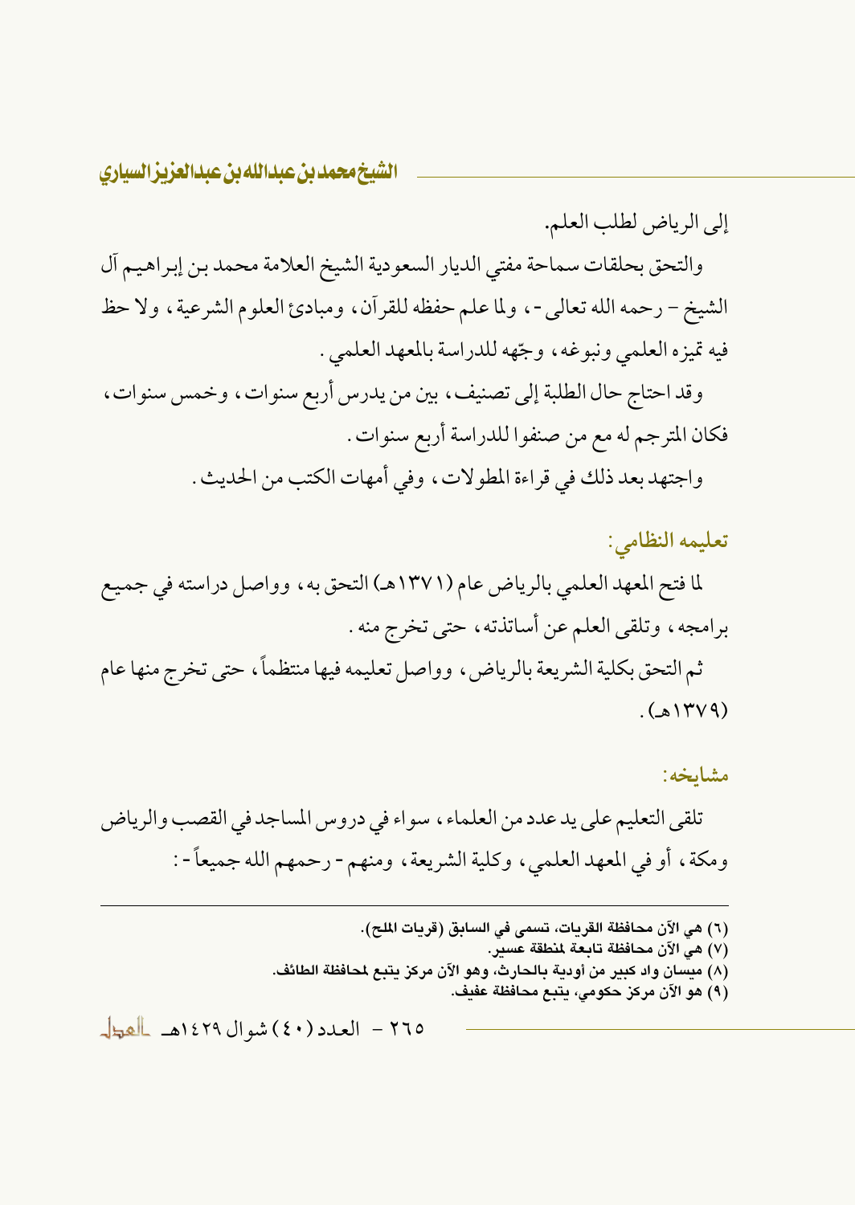إلى الرياض لطلب العلم.

والتحق بحلقات سماحة مفتي الديار السعودية الشيخ العلامة محمد بن إبراهيم آل الشيخ – رحمه الله تعالى -، ولما علم حفظه للقرآن، ومبادئ العلوم الشرعية، ولاحظ فيه تميزه العلمي ونبوغه، وجّهه للدراسة بالمعهد العلمي.

وقد احتاج حال الطلبة إلى تصنيف، بين من يدرس أربع سنوات، وخمس سنوات، فكان المترجم له مع من صنفوا للدراسة أربع سنوات.

واجتهد بعد ذلك في قراءة المطولات، وفي أمهات الكتب من الحديث.

## تعليمه النظامي:

لما فتح المعهد العلمي بالرياض عام (١٣٧١هـ) التحق به، وواصل دراسته في جميع برامجه، وتلقى العلم عن أساتذته، حتى تخرج منه.

ثم التحق بكلية الشريعة بالرياض، وواصل تعليمه فيها منتظماً، حتى تخرج منها عام (١٣٧٩هـ).

## مشايخه:

تلقى التعليم على يد عدد من العلماء، سواء في دروس المساجد في القصب والرياض ومكة، أو في المعهد العلمي، وكلية الشريعة، ومنهم - رحمهم الله جميعاً - :

---

(٦) هي الآن محافظة القريات، تسمى في السابق (قريات الملح).

(٧) هي الآن محافظة تابعة لمنطقة عسير.

(٨) ميسان واد كبير من أودية بالحارث، وهو الآن مركز يتبع لمحافظة الطائف.

(٩) هو الآن مركز حكومي، يتبع محافظة عفيف.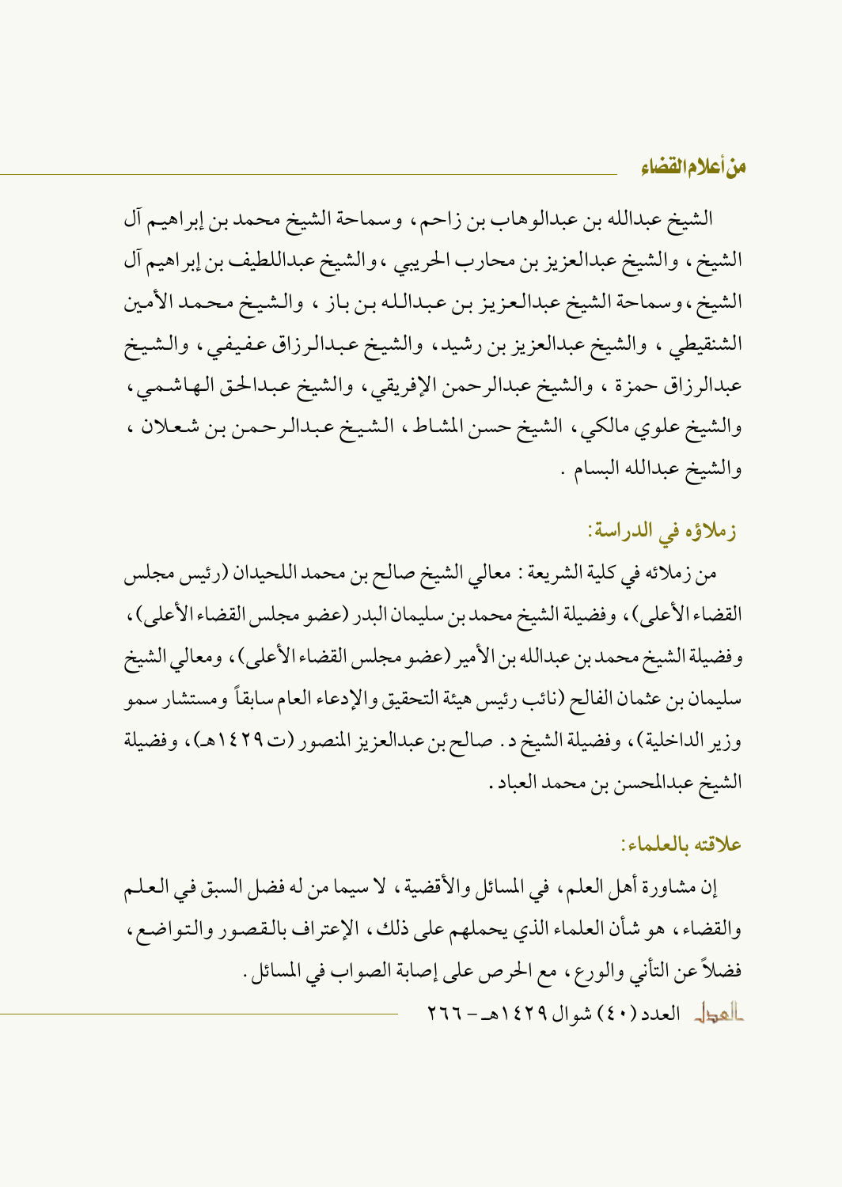الشيخ عبدالله بن عبدالوهاب بن زاحم، وسماحة الشيخ محمد بن إبراهيم آل الشيخ، والشيخ عبدالعزيز بن محارب الحريبي، والشيخ عبداللطيف بن إبراهيم آل الشيخ، وسماحة الشيخ عبدالعزيز بن عبدالله بن باز، والشيخ محمد الأمين الشنقيطي، والشيخ عبدالعزيز بن رشيد، والشيخ عبدالرزاق عفيفي، والشيخ عبدالرزاق حمزة، والشيخ عبدالرحمن الإفريقي، والشيخ عبدالحق الهاشمي، والشيخ علوي مالكي، الشيخ حسن المشاط، الشيخ عبدالرحمن بن شعلان، والشيخ عبدالله البسام.

### زملاؤه في الدراسة:

من زملائه في كلية الشريعة: معالي الشيخ صالح بن محمد اللحيدان (رئيس مجلس القضاء الأعلى)، وفضيلة الشيخ محمد بن سليمان البدر (عضو مجلس القضاء الأعلى)، وفضيلة الشيخ محمد بن عبدالله بن الأمير (عضو مجلس القضاء الأعلى)، ومعالي الشيخ سليمان بن عثمان الفالح (نائب رئيس هيئة التحقيق والإدعاء العام سابقاً ومستشار سمو وزير الداخلية)، وفضيلة الشيخ د. صالح بن عبدالعزيز المنصور (ت ١٤٢٩هـ)، وفضيلة الشيخ عبدالمحسن بن محمد العباد.

### علاقته بالعلماء:

إن مشاورة أهل العلم، في المسائل والأقضية، لا سيما من له فضل السبق في العلم والقضاء، هو شأن العلماء الذي يحملهم على ذلك، الإعتراف بالقصور والتواضع، فضلاً عن التأني والورع، مع الحرص على إصابة الصواب في المسائل.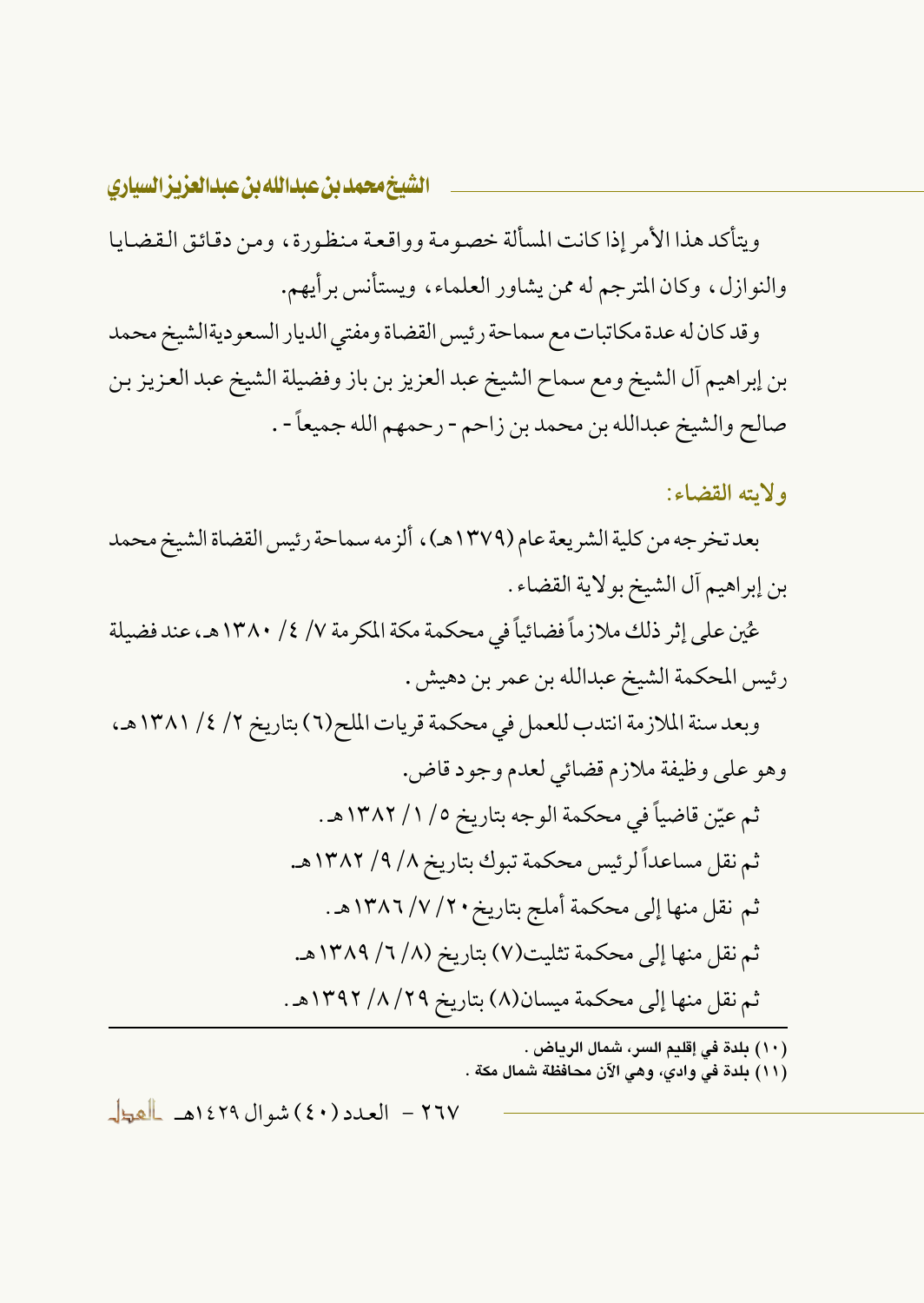ويتأكد هذا الأمر إذا كانت المسألة خصومة وواقعة منظورة، ومن دقائق القضايا والنوازل، وكان المترجم له ممن يشاور العلماء، ويستأنس برأيهم.

وقد كان له عدة مكاتبات مع سماحة رئيس القضاة ومفتي الديار السعودية الشيخ محمد بن إبراهيم آل الشيخ ومع سماح الشيخ عبد العزيز بن باز وفضيلة الشيخ عبد العزيز بن صالح والشيخ عبدالله بن محمد بن زاحم - رحمهم الله جميعاً - .

## ولايته القضاء:

بعد تخرجه من كلية الشريعة عام (١٣٧٩هـ)، ألزمه سماحة رئيس القضاة الشيخ محمد بن إبراهيم آل الشيخ بولاية القضاء.

عُين على إثر ذلك ملازماً قضائياً في محكمة مكة المكرمة ٧/ ٤/ ١٣٨٠هـ، عند فضيلة رئيس المحكمة الشيخ عبدالله بن عمر بن دهيش.

وبعد سنة الملازمة انتدب للعمل في محكمة قريات الملح(٦) بتاريخ ٢/ ٤/ ١٣٨١هـ، وهو على وظيفة ملازم قضائي لعدم وجود قاض.

ثم عيّن قاضياً في محكمة الوجه بتاريخ ٥/ ١/ ١٣٨٢هـ.

ثم نقل مساعداً لرئيس محكمة تبوك بتاريخ ٨/ ٩/ ١٣٨٢هـ.

ثم نقل منها إلى محكمة أملج بتاريخ ٢٠/ ٧/ ١٣٨٦هـ.

ثم نقل منها إلى محكمة تثليث(٧) بتاريخ (٨/ ٦/ ١٣٨٩هـ.

ثم نقل منها إلى محكمة ميسان(٨) بتاريخ ٢٩/ ٨/ ١٣٩٢هـ.

---

(١٠) بلدة في إقليم السر، شمال الرياض.

(١١) بلدة في وادي، وهي الآن محافظة شمال مكة.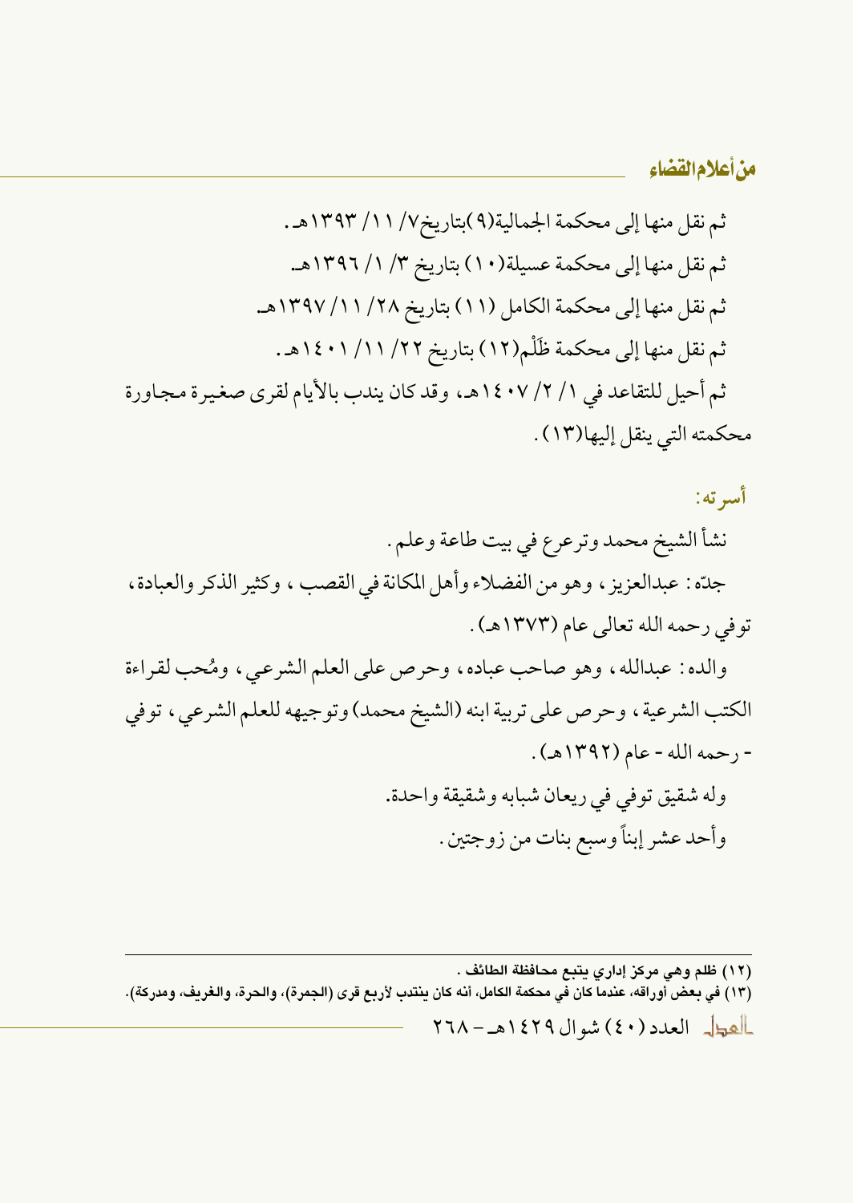ثم نقل منها إلى محكمة الجمالية(٩)بتاريخ٧/ ١١/ ١٣٩٣هـ .

ثم نقل منها إلى محكمة عسيلة(١٠) بتاريخ ٣/ ١/ ١٣٩٦هـ.

ثم نقل منها إلى محكمة الكامل (١١) بتاريخ ٢٨/ ١١/ ١٣٩٧هـ.

ثم نقل منها إلى محكمة ظَلْم(١٢) بتاريخ ٢٢/ ١١/ ١٤٠١هـ .

ثم أحيل للتقاعد في ١/ ٢/ ١٤٠٧هـ، وقد كان يندب بالأيام لقرى صغيرة مجاورة محكمته التي ينقل إليها(١٣) .

### أسرته:

نشأ الشيخ محمد وترعرع في بيت طاعة وعلم .

جدّه : عبدالعزيز ، وهو من الفضلاء وأهل المكانة في القصب ، وكثير الذكر والعبادة، توفي رحمه الله تعالى عام (١٣٧٣هـ) .

والده : عبدالله ، وهو صاحب عباده ، وحرص على العلم الشرعي ، ومُحب لقراءة الكتب الشرعية ، وحرص على تربية ابنه (الشيخ محمد) وتوجيهه للعلم الشرعي ، توفي - رحمه الله - عام (١٣٩٢هـ) .

وله شقيق توفي في ريعان شبابه وشقيقة واحدة.

وأحد عشر إبناً وسبع بنات من زوجتين .

---

**(١٢) ظلم وهي مركز إداري يتبع محافظة الطائف .**

**(١٣) في بعض أوراقه، عندما كان في محكمة الكامل، أنه كان ينتدب لأربع قرى (الجمرة)، والحرة، والغريف، ومدركة).**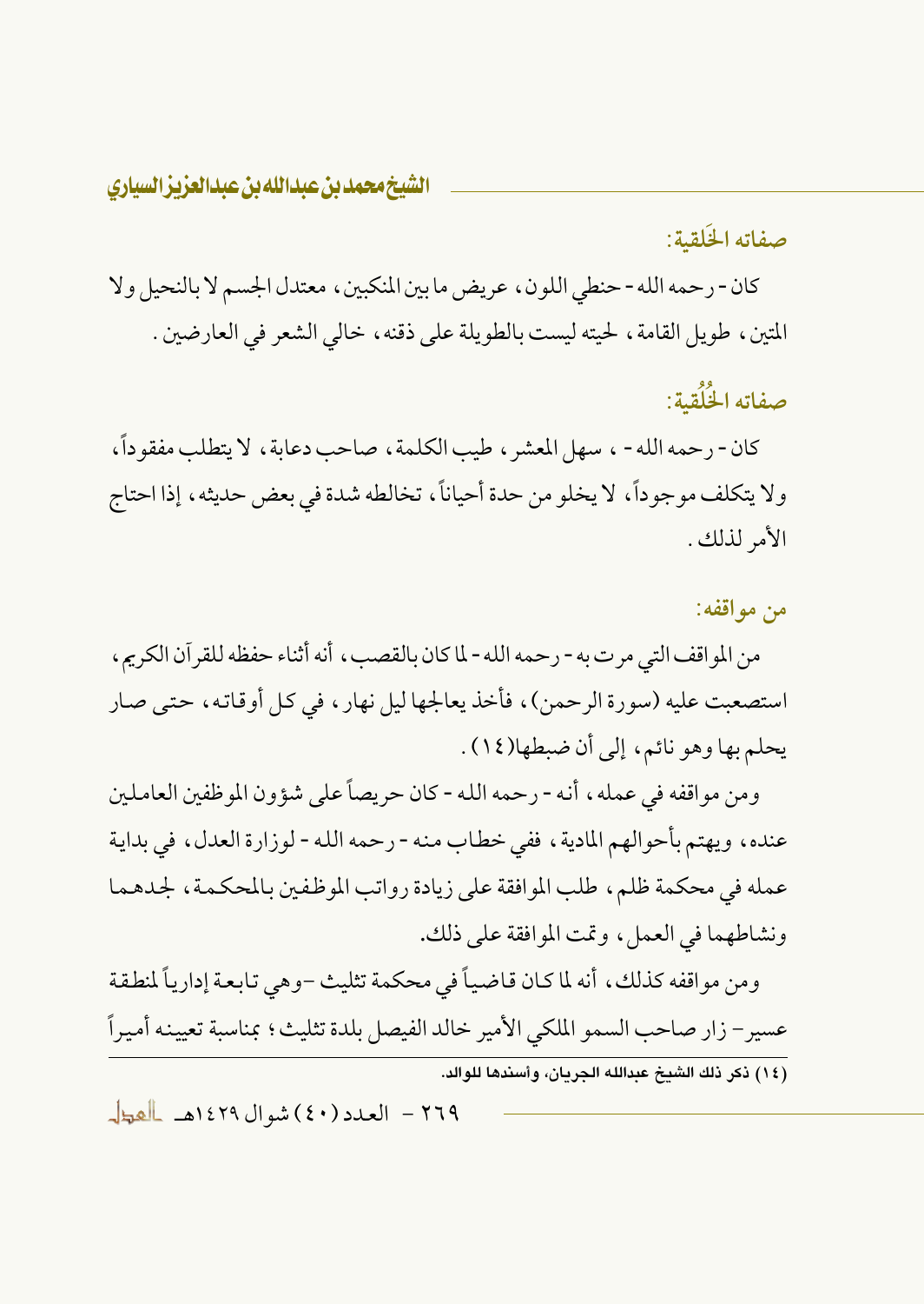## صفاته الخَلقية:

كان - رحمه الله - حنطي اللون، عريض ما بين المنكبين، معتدل الجسم لا بالنحيل ولا المتين، طويل القامة، لحيته ليست بالطويلة على ذقنه، خالي الشعر في العارضين.

## صفاته الخُلُقية:

كان - رحمه الله - ، سهل المعشر، طيب الكلمة، صاحب دعابة، لا يتطلب مفقوداً، ولا يتكلف موجوداً، لا يخلو من حدة أحياناً، تخالطه شدة في بعض حديثه، إذا احتاج الأمر لذلك.

## من مواقفه:

من المواقف التي مرت به - رحمه الله - لما كان بالقصب، أنه أثناء حفظه للقرآن الكريم، استصعبت عليه (سورة الرحمن)، فأخذ يعالجها ليل نهار، في كل أوقاته، حتى صار يحلم بها وهو نائم، إلى أن ضبطها(١٤).

ومن مواقفه في عمله، أنه - رحمه الله - كان حريصاً على شؤون الموظفين العاملين عنده، ويهتم بأحوالهم المادية، ففي خطاب منه - رحمه الله - لوزارة العدل، في بداية عمله في محكمة ظلم، طلب الموافقة على زيادة رواتب الموظفين بالمحكمة، لجدهما ونشاطهما في العمل، وتمت الموافقة على ذلك.

ومن مواقفه كذلك، أنه لما كان قاضياً في محكمة تثليث -وهي تابعة إدارياً لمنطقة عسير- زار صاحب السمو الملكي الأمير خالد الفيصل بلدة تثليث؛ بمناسبة تعيينه أميراً

---

(١٤) ذكر ذلك الشيخ عبدالله الجريان، وأسندها للوالد.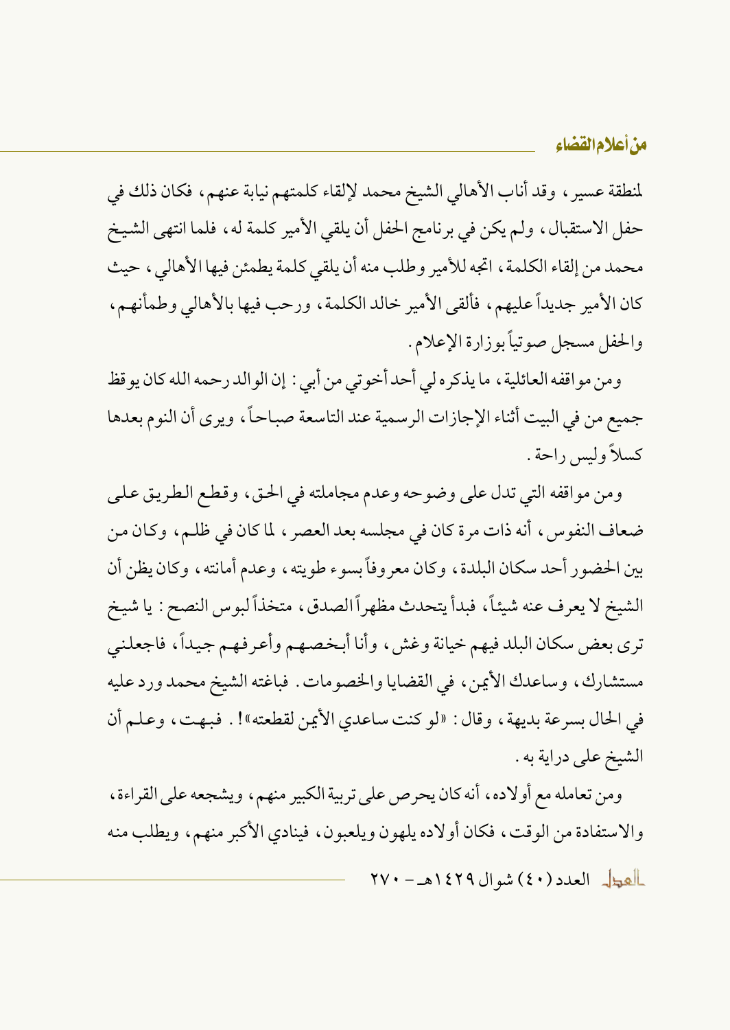لمنطقة عسير، وقد أناب الأهالي الشيخ محمد لإلقاء كلمتهم نيابة عنهم، فكان ذلك في حفل الاستقبال، ولم يكن في برنامج الحفل أن يلقي الأمير كلمة له، فلما انتهى الشيخ محمد من إلقاء الكلمة، اتجه للأمير وطلب منه أن يلقي كلمة يطمئن فيها الأهالي، حيث كان الأمير جديداً عليهم، فألقى الأمير خالد الكلمة، ورحب فيها بالأهالي وطمأنهم، والحفل مسجل صوتياً بوزارة الإعلام.

ومن مواقفه العائلية، ما يذكره لي أحد أخوتي من أبي: إن الوالد رحمه الله كان يوقظ جميع من في البيت أثناء الإجازات الرسمية عند التاسعة صباحاً، ويرى أن النوم بعدها كسلاً وليس راحة.

ومن مواقفه التي تدل على وضوحه وعدم مجاملته في الحق، وقطع الطريق على ضعاف النفوس، أنه ذات مرة كان في مجلسه بعد العصر، لما كان في ظلم، وكان من بين الحضور أحد سكان البلدة، وكان معروفاً بسوء طويته، وعدم أمانته، وكان يظن أن الشيخ لا يعرف عنه شيئاً، فبدأ يتحدث مظهراً الصدق، متخذاً لبوس النصح: يا شيخ ترى بعض سكان البلد فيهم خيانة وغش، وأنا أبخصهم وأعرفهم جيداً، فاجعلني مستشارك، وساعدك الأيمن، في القضايا والخصومات. فباغته الشيخ محمد ورد عليه في الحال بسرعة بديهة، وقال: «لو كنت ساعدي الأيمن لقطعته»!. فبهت، وعلم أن الشيخ على دراية به.

ومن تعامله مع أولاده، أنه كان يحرص على تربية الكبير منهم، ويشجعه على القراءة، والاستفادة من الوقت، فكان أولاده يلهون ويلعبون، فينادي الأكبر منهم، ويطلب منه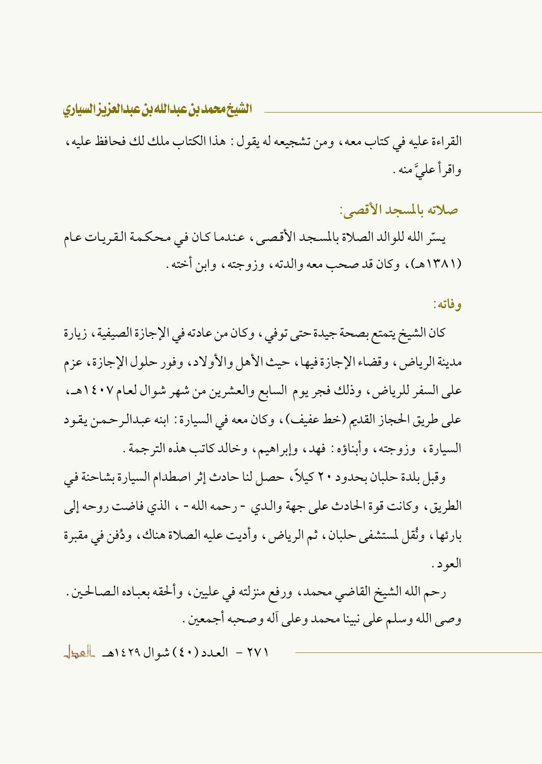القراءة عليه في كتاب معه، ومن تشجيعه له يقول: هذا الكتاب ملك لك فحافظ عليه، واقرأ عليَّ منه.

## صلاته بالمسجد الأقصى:

يسّر الله للوالد الصلاة بالمسجد الأقصى، عندما كان في محكمة القريات عام (١٣٨١هـ)، وكان قد صحب معه والدته، وزوجته، وابن أخته.

## وفاته:

كان الشيخ يتمتع بصحة جيدة حتى توفي، وكان من عادته في الإجازة الصيفية، زيارة مدينة الرياض، وقضاء الإجازة فيها، حيث الأهل والأولاد، وفور حلول الإجازة، عزم على السفر للرياض، وذلك فجر يوم السابع والعشرين من شهر شوال لعام ١٤٠٧هـ، على طريق الحجاز القديم (خط عفيف)، وكان معه في السيارة: ابنه عبدالرحمن يقود السيارة، وزوجته، وأبناؤه: فهد، وإبراهيم، وخالد كاتب هذه الترجمة.

وقبل بلدة حلبان بحدود ٢٠ كيلاً، حصل لنا حادث إثر اصطدام السيارة بشاحنة في الطريق، وكانت قوة الحادث على جهة والدي - رحمه الله - ، الذي فاضت روحه إلى بارئها، ونُقل لمستشفى حلبان، ثم الرياض، وأديت عليه الصلاة هناك، ودُفن في مقبرة العود.

رحم الله الشيخ القاضي محمد، ورفع منزلته في عليين، وألحقه بعباده الصالحين. وصلى الله وسلم على نبينا محمد وعلى آله وصحبه أجمعين.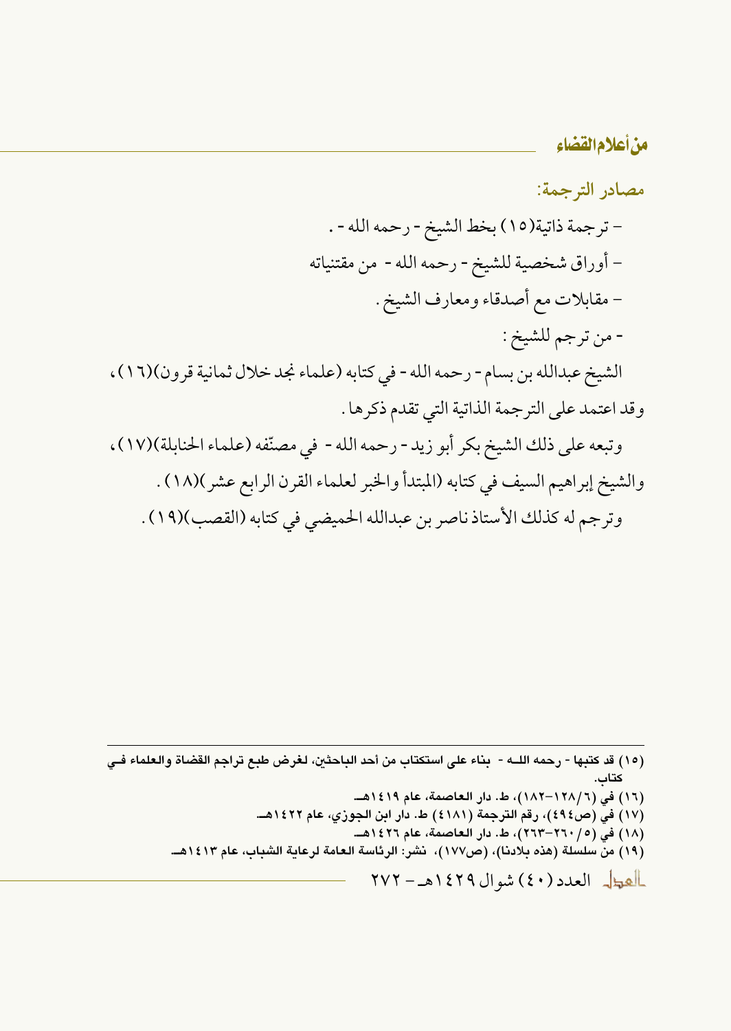## مصادر الترجمة:

- ترجمة ذاتية(١٥) بخط الشيخ - رحمه الله - .
- أوراق شخصية للشيخ - رحمه الله - من مقتنياته
- مقابلات مع أصدقاء ومعارف الشيخ .
- من ترجم للشيخ :

الشيخ عبدالله بن بسام - رحمه الله - في كتابه (علماء نجد خلال ثمانية قرون)(١٦)، وقد اعتمد على الترجمة الذاتية التي تقدم ذكرها .

وتبعه على ذلك الشيخ بكر أبو زيد - رحمه الله - في مصنّفه (علماء الحنابلة)(١٧)، والشيخ إبراهيم السيف في كتابه (المبتدأ والخبر لعلماء القرن الرابع عشر)(١٨) .

وترجم له كذلك الأستاذ ناصر بن عبدالله الحميضي في كتابه (القصب)(١٩) .

---

(١٥) قد كتبها - رحمه الله - بناء على استكتاب من أحد الباحثين، لغرض طبع تراجم القضاة والعلماء في كتاب.

(١٦) في (٦/١٢٨-١٨٢)، ط. دار العاصمة، عام ١٤١٩هـ

(١٧) في (ص٤٩٤)، رقم الترجمة (٤١٨١) ط. دار ابن الجوزي، عام ١٤٢٢هـ

(١٨) في (٥/٢٦٠-٢٦٣)، ط. دار العاصمة، عام ١٤٢٦هـ

(١٩) من سلسلة (هذه بلادنا)، (ص١٧٧)، نشر: الرئاسة العامة لرعاية الشباب، عام ١٤١٣هـ